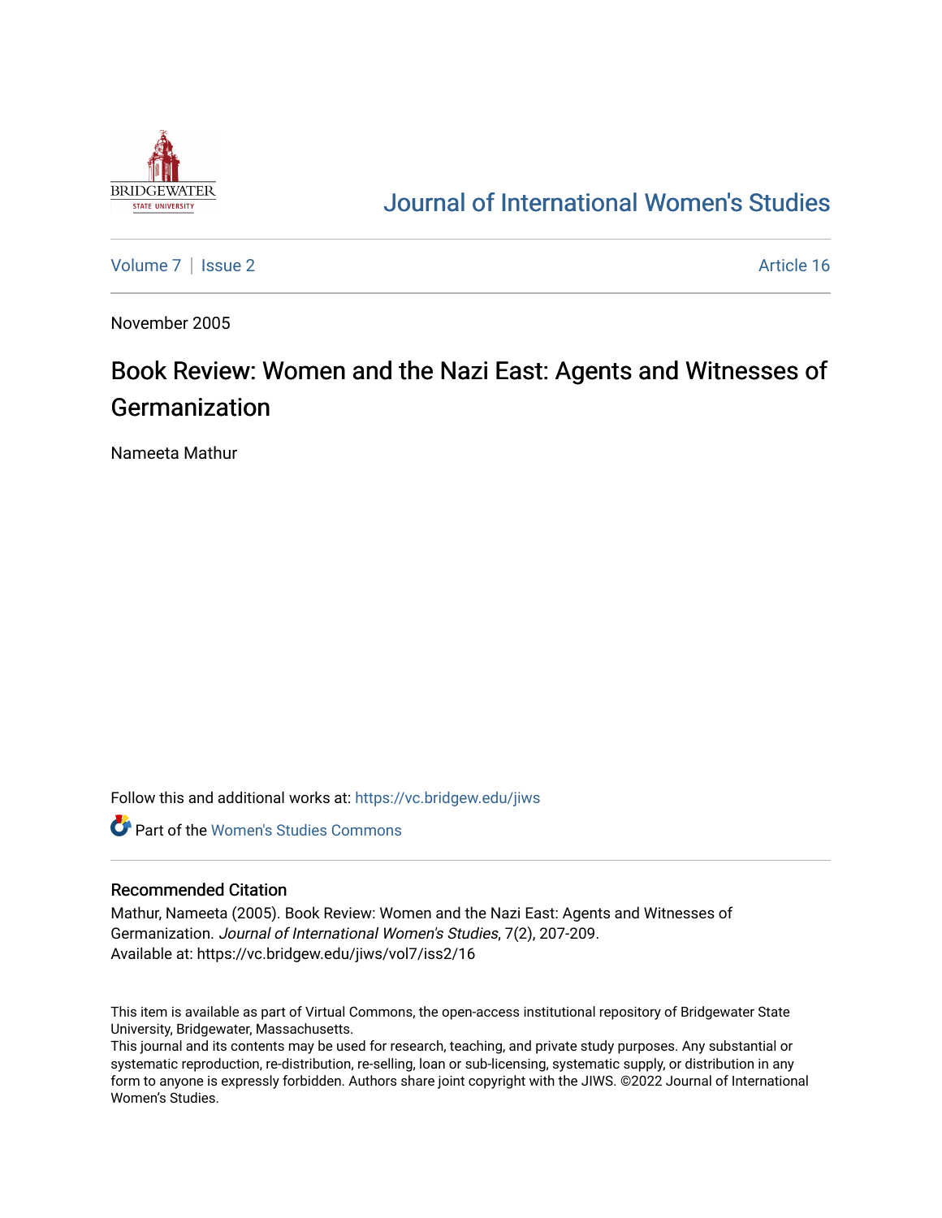Journal of International Women's Studies

Volume 7 | Issue 2 Article 16

November 2005

# Book Review: Women and the Nazi East: Agents and Witnesses of Germanization

Nameeta Mathur

Follow this and additional works at: https://vc.bridgew.edu/jiws

Part of the Women's Studies Commons

## Recommended Citation

Mathur, Nameeta (2005). Book Review: Women and the Nazi East: Agents and Witnesses of Germanization. *Journal of International Women's Studies*, 7(2), 207-209.
Available at: https://vc.bridgew.edu/jiws/vol7/iss2/16

This item is available as part of Virtual Commons, the open-access institutional repository of Bridgewater State University, Bridgewater, Massachusetts.
This journal and its contents may be used for research, teaching, and private study purposes. Any substantial or systematic reproduction, re-distribution, re-selling, loan or sub-licensing, systematic supply, or distribution in any form to anyone is expressly forbidden. Authors share joint copyright with the JIWS. ©2022 Journal of International Women's Studies.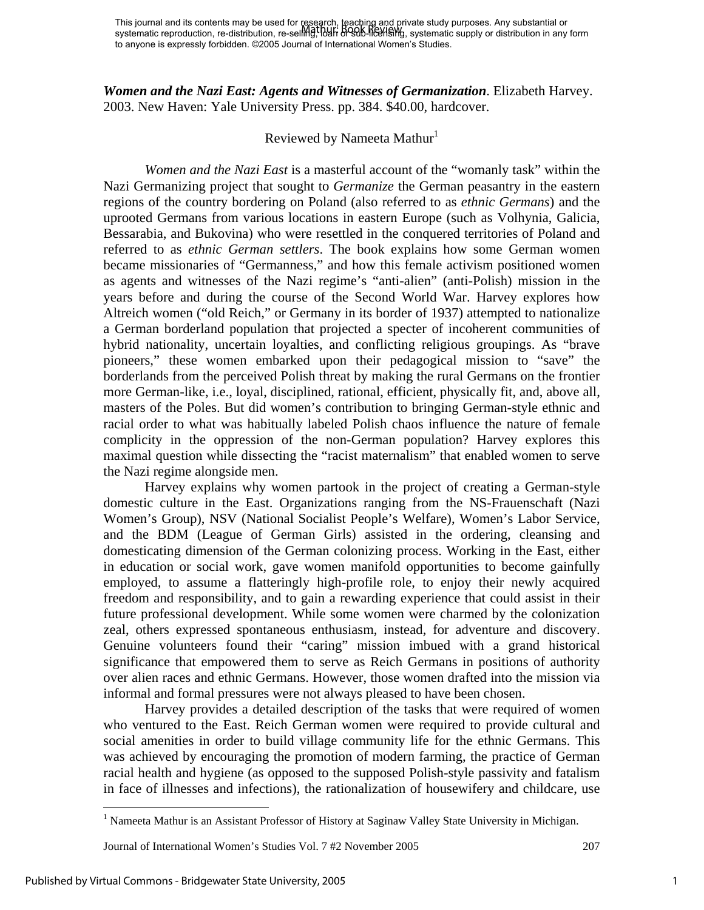*Women and the Nazi East: Agents and Witnesses of Germanization*. Elizabeth Harvey. 2003. New Haven: Yale University Press. pp. 384. $40.00, hardcover.

Reviewed by Nameeta Mathur[1]

*Women and the Nazi East* is a masterful account of the "womanly task" within the Nazi Germanizing project that sought to *Germanize* the German peasantry in the eastern regions of the country bordering on Poland (also referred to as *ethnic Germans*) and the uprooted Germans from various locations in eastern Europe (such as Volhynia, Galicia, Bessarabia, and Bukovina) who were resettled in the conquered territories of Poland and referred to as *ethnic German settlers*. The book explains how some German women became missionaries of "Germanness," and how this female activism positioned women as agents and witnesses of the Nazi regime's "anti-alien" (anti-Polish) mission in the years before and during the course of the Second World War. Harvey explores how Altreich women ("old Reich," or Germany in its border of 1937) attempted to nationalize a German borderland population that projected a specter of incoherent communities of hybrid nationality, uncertain loyalties, and conflicting religious groupings. As "brave pioneers," these women embarked upon their pedagogical mission to "save" the borderlands from the perceived Polish threat by making the rural Germans on the frontier more German-like, i.e., loyal, disciplined, rational, efficient, physically fit, and, above all, masters of the Poles. But did women's contribution to bringing German-style ethnic and racial order to what was habitually labeled Polish chaos influence the nature of female complicity in the oppression of the non-German population? Harvey explores this maximal question while dissecting the "racist maternalism" that enabled women to serve the Nazi regime alongside men.

Harvey explains why women partook in the project of creating a German-style domestic culture in the East. Organizations ranging from the NS-Frauenschaft (Nazi Women's Group), NSV (National Socialist People's Welfare), Women's Labor Service, and the BDM (League of German Girls) assisted in the ordering, cleansing and domesticating dimension of the German colonizing process. Working in the East, either in education or social work, gave women manifold opportunities to become gainfully employed, to assume a flatteringly high-profile role, to enjoy their newly acquired freedom and responsibility, and to gain a rewarding experience that could assist in their future professional development. While some women were charmed by the colonization zeal, others expressed spontaneous enthusiasm, instead, for adventure and discovery. Genuine volunteers found their "caring" mission imbued with a grand historical significance that empowered them to serve as Reich Germans in positions of authority over alien races and ethnic Germans. However, those women drafted into the mission via informal and formal pressures were not always pleased to have been chosen.

Harvey provides a detailed description of the tasks that were required of women who ventured to the East. Reich German women were required to provide cultural and social amenities in order to build village community life for the ethnic Germans. This was achieved by encouraging the promotion of modern farming, the practice of German racial health and hygiene (as opposed to the supposed Polish-style passivity and fatalism in face of illnesses and infections), the rationalization of housewifery and childcare, use

[1] Nameeta Mathur is an Assistant Professor of History at Saginaw Valley State University in Michigan.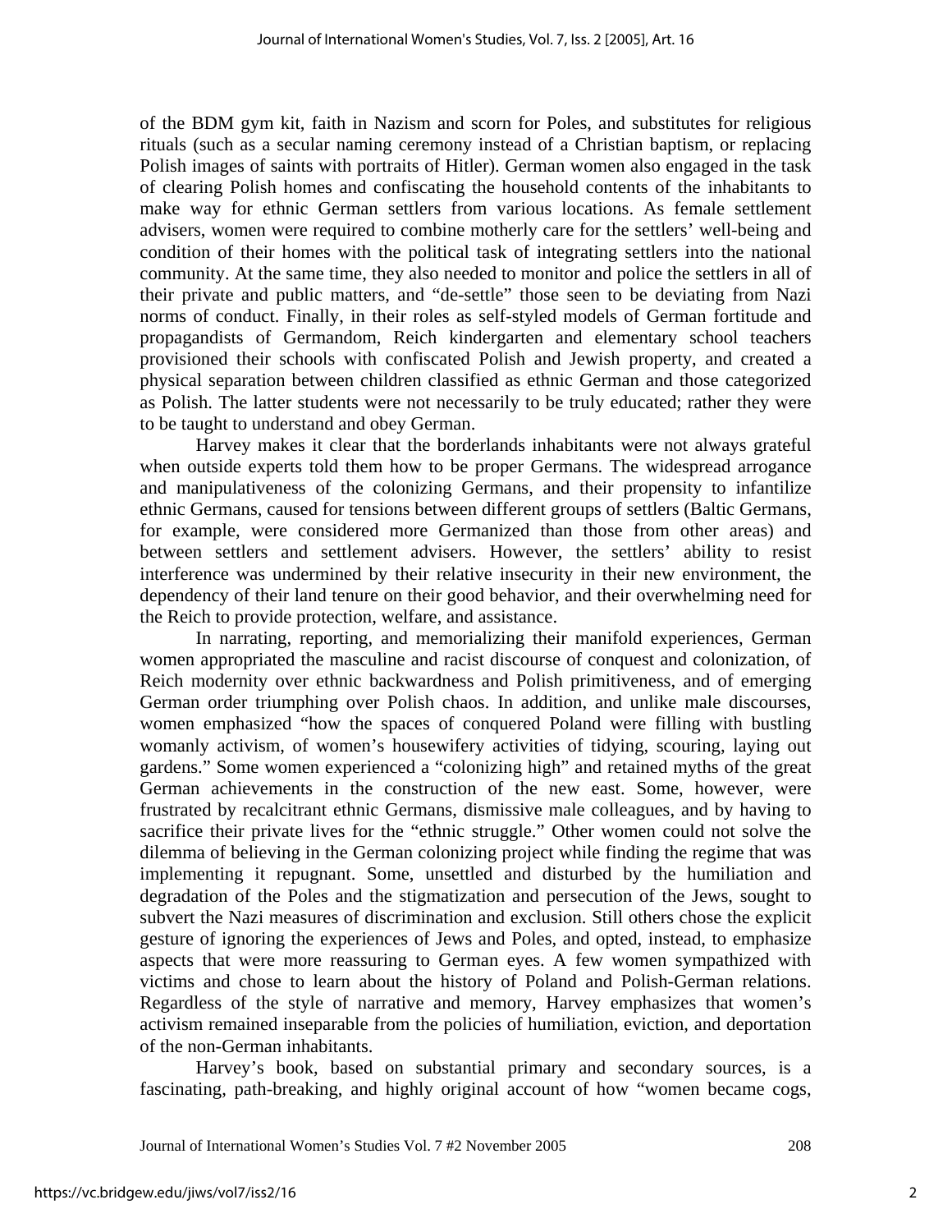of the BDM gym kit, faith in Nazism and scorn for Poles, and substitutes for religious rituals (such as a secular naming ceremony instead of a Christian baptism, or replacing Polish images of saints with portraits of Hitler). German women also engaged in the task of clearing Polish homes and confiscating the household contents of the inhabitants to make way for ethnic German settlers from various locations. As female settlement advisers, women were required to combine motherly care for the settlers' well-being and condition of their homes with the political task of integrating settlers into the national community. At the same time, they also needed to monitor and police the settlers in all of their private and public matters, and "de-settle" those seen to be deviating from Nazi norms of conduct. Finally, in their roles as self-styled models of German fortitude and propagandists of Germandom, Reich kindergarten and elementary school teachers provisioned their schools with confiscated Polish and Jewish property, and created a physical separation between children classified as ethnic German and those categorized as Polish. The latter students were not necessarily to be truly educated; rather they were to be taught to understand and obey German.

Harvey makes it clear that the borderlands inhabitants were not always grateful when outside experts told them how to be proper Germans. The widespread arrogance and manipulativeness of the colonizing Germans, and their propensity to infantilize ethnic Germans, caused for tensions between different groups of settlers (Baltic Germans, for example, were considered more Germanized than those from other areas) and between settlers and settlement advisers. However, the settlers' ability to resist interference was undermined by their relative insecurity in their new environment, the dependency of their land tenure on their good behavior, and their overwhelming need for the Reich to provide protection, welfare, and assistance.

In narrating, reporting, and memorializing their manifold experiences, German women appropriated the masculine and racist discourse of conquest and colonization, of Reich modernity over ethnic backwardness and Polish primitiveness, and of emerging German order triumphing over Polish chaos. In addition, and unlike male discourses, women emphasized "how the spaces of conquered Poland were filling with bustling womanly activism, of women's housewifery activities of tidying, scouring, laying out gardens." Some women experienced a "colonizing high" and retained myths of the great German achievements in the construction of the new east. Some, however, were frustrated by recalcitrant ethnic Germans, dismissive male colleagues, and by having to sacrifice their private lives for the "ethnic struggle." Other women could not solve the dilemma of believing in the German colonizing project while finding the regime that was implementing it repugnant. Some, unsettled and disturbed by the humiliation and degradation of the Poles and the stigmatization and persecution of the Jews, sought to subvert the Nazi measures of discrimination and exclusion. Still others chose the explicit gesture of ignoring the experiences of Jews and Poles, and opted, instead, to emphasize aspects that were more reassuring to German eyes. A few women sympathized with victims and chose to learn about the history of Poland and Polish-German relations. Regardless of the style of narrative and memory, Harvey emphasizes that women's activism remained inseparable from the policies of humiliation, eviction, and deportation of the non-German inhabitants.

Harvey's book, based on substantial primary and secondary sources, is a fascinating, path-breaking, and highly original account of how "women became cogs,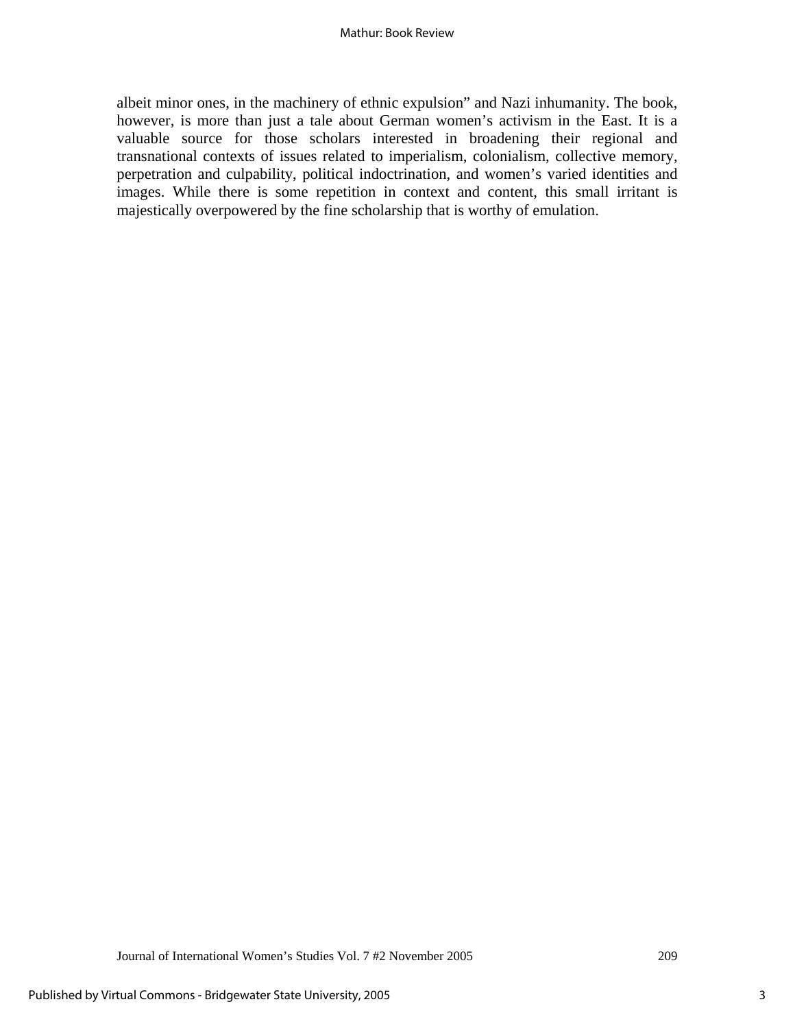albeit minor ones, in the machinery of ethnic expulsion" and Nazi inhumanity. The book, however, is more than just a tale about German women's activism in the East. It is a valuable source for those scholars interested in broadening their regional and transnational contexts of issues related to imperialism, colonialism, collective memory, perpetration and culpability, political indoctrination, and women's varied identities and images. While there is some repetition in context and content, this small irritant is majestically overpowered by the fine scholarship that is worthy of emulation.